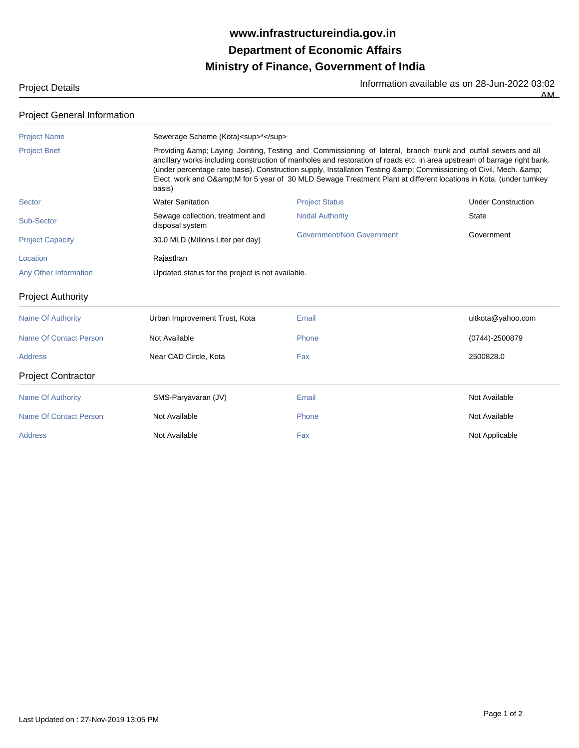# www.infrastructureindia.gov.in

# Department of Economic Affairs

# Ministry of Finance, Government of India

Project Details

Information available as on 28-Jun-2022 03:02 AM

## Project General Information

| | | | |
|---|---|---|---|
| Project Name | Sewerage Scheme (Kota)<sup>*</sup> | | |
| Project Brief | Providing &amp; Laying Jointing, Testing and Commissioning of lateral, branch trunk and outfall sewers and all ancillary works including construction of manholes and restoration of roads etc. in area upstream of barrage right bank. (under percentage rate basis). Construction supply, Installation Testing &amp; Commissioning of Civil, Mech. &amp; Elect. work and O&amp;M for 5 year of 30 MLD Sewage Treatment Plant at different locations in Kota. (under turnkey basis) | | |
| Sector | Water Sanitation | Project Status | Under Construction |
| Sub-Sector | Sewage collection, treatment and disposal system | Nodal Authority | State |
| Project Capacity | 30.0 MLD (Millons Liter per day) | Government/Non Government | Government |
| Location | Rajasthan | | |
| Any Other Information | Updated status for the project is not available. | | |

## Project Authority

| | | | |
|---|---|---|---|
| Name Of Authority | Urban Improvement Trust, Kota | Email | uitkota@yahoo.com |
| Name Of Contact Person | Not Available | Phone | (0744)-2500879 |
| Address | Near CAD Circle, Kota | Fax | 2500828.0 |

## Project Contractor

| | | | |
|---|---|---|---|
| Name Of Authority | SMS-Paryavaran (JV) | Email | Not Available |
| Name Of Contact Person | Not Available | Phone | Not Available |
| Address | Not Available | Fax | Not Applicable |

Last Updated on : 27-Nov-2019 13:05 PM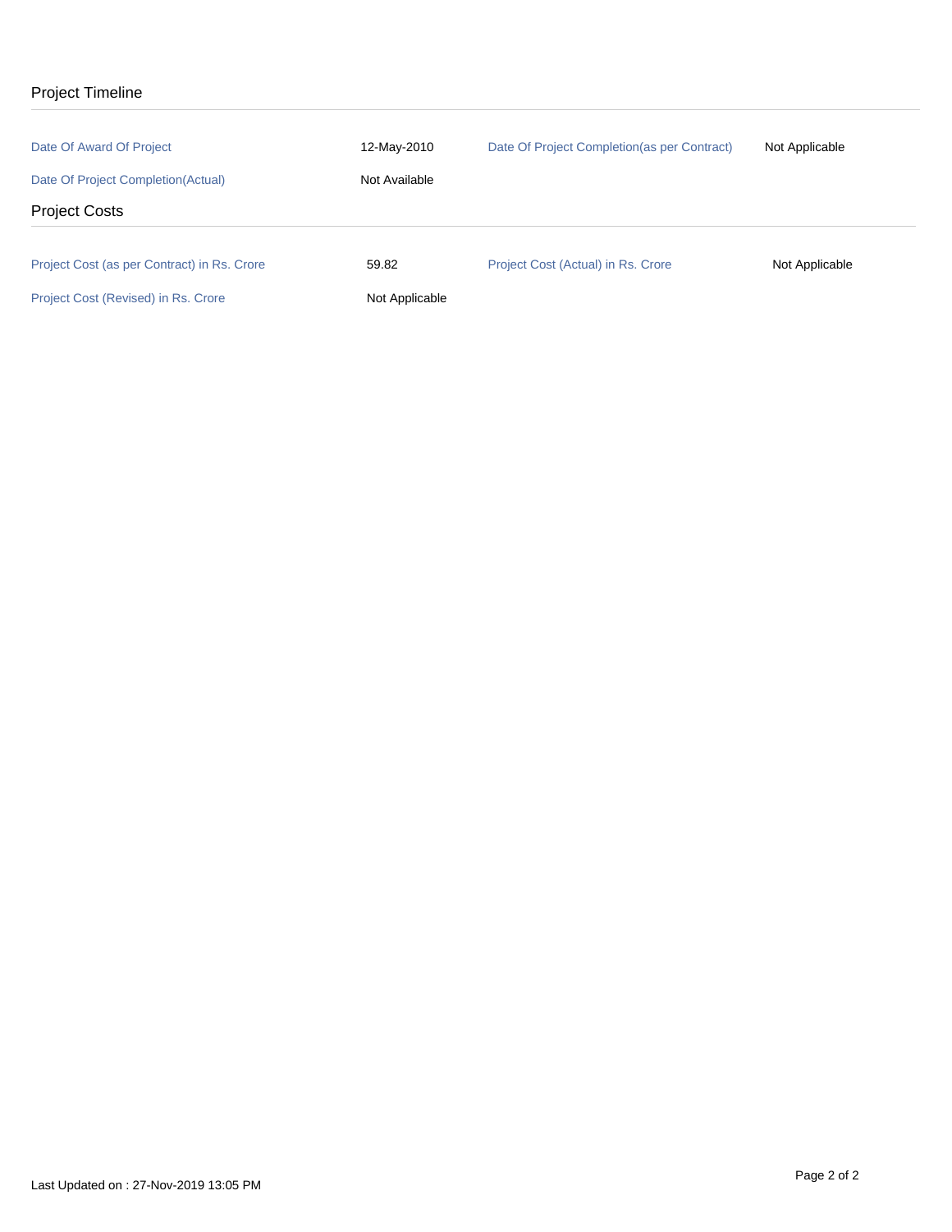## Project Timeline

| | | | |
|---|---|---|---|
| Date Of Award Of Project | 12-May-2010 | Date Of Project Completion(as per Contract) | Not Applicable |
| Date Of Project Completion(Actual) | Not Available | | |

## Project Costs

| | | | |
|---|---|---|---|
| Project Cost (as per Contract) in Rs. Crore | 59.82 | Project Cost (Actual) in Rs. Crore | Not Applicable |
| Project Cost (Revised) in Rs. Crore | Not Applicable | | |

Last Updated on : 27-Nov-2019 13:05 PM